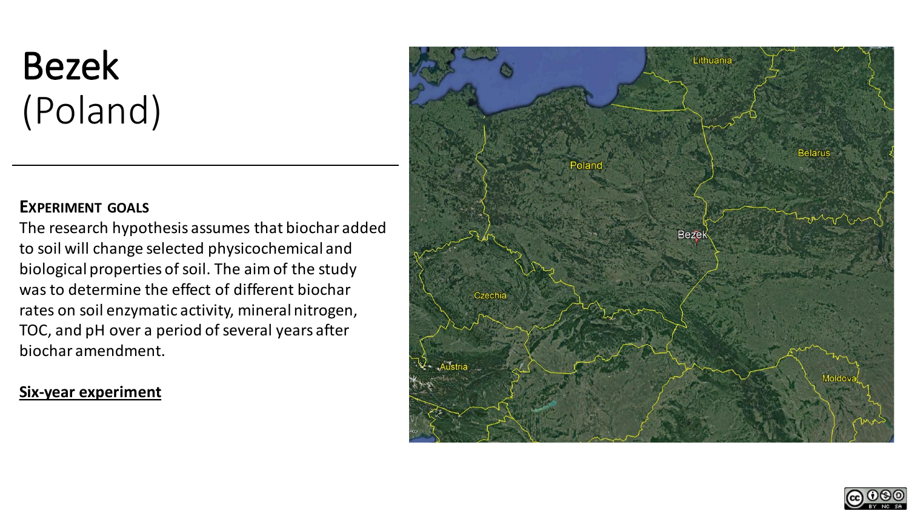# Bezek
(Poland)

**Experiment goals**

The research hypothesis assumes that biochar added to soil will change selected physicochemical and biological properties of soil. The aim of the study was to determine the effect of different biochar rates on soil enzymatic activity, mineral nitrogen, TOC, and pH over a period of several years after biochar amendment.

**Six-year experiment**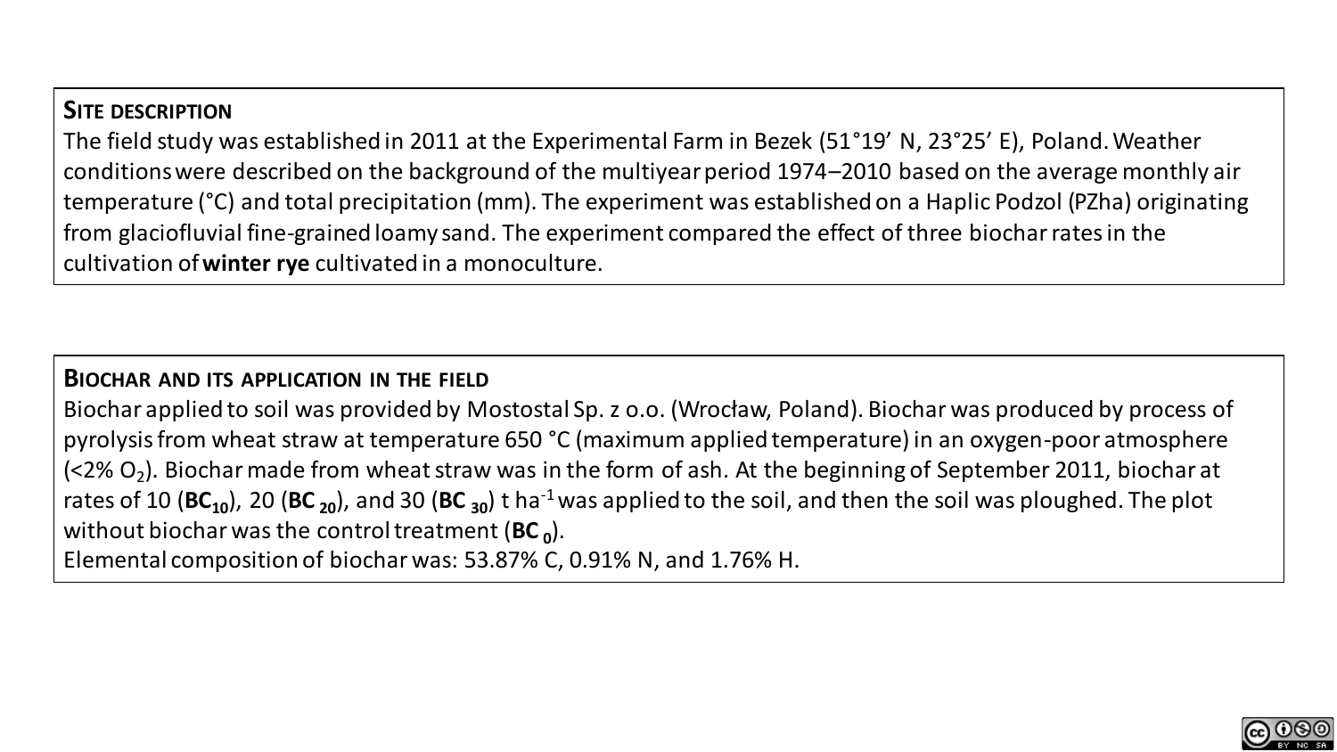## Site description

The field study was established in 2011 at the Experimental Farm in Bezek (51°19’ N, 23°25’ E), Poland. Weather conditions were described on the background of the multiyear period 1974–2010 based on the average monthly air temperature (°C) and total precipitation (mm). The experiment was established on a Haplic Podzol (PZha) originating from glaciofluvial fine-grained loamy sand. The experiment compared the effect of three biochar rates in the cultivation of **winter rye** cultivated in a monoculture.

## Biochar and its application in the field

Biochar applied to soil was provided by Mostostal Sp. z o.o. (Wrocław, Poland). Biochar was produced by process of pyrolysis from wheat straw at temperature 650 °C (maximum applied temperature) in an oxygen-poor atmosphere (<2% $O_2$). Biochar made from wheat straw was in the form of ash. At the beginning of September 2011, biochar at rates of 10 (**$BC_{10}$**), 20 (**$BC_{20}$**), and 30 (**$BC_{30}$**) t $ha^{-1}$ was applied to the soil, and then the soil was ploughed. The plot without biochar was the control treatment (**$BC_0$**).

Elemental composition of biochar was: 53.87% C, 0.91% N, and 1.76% H.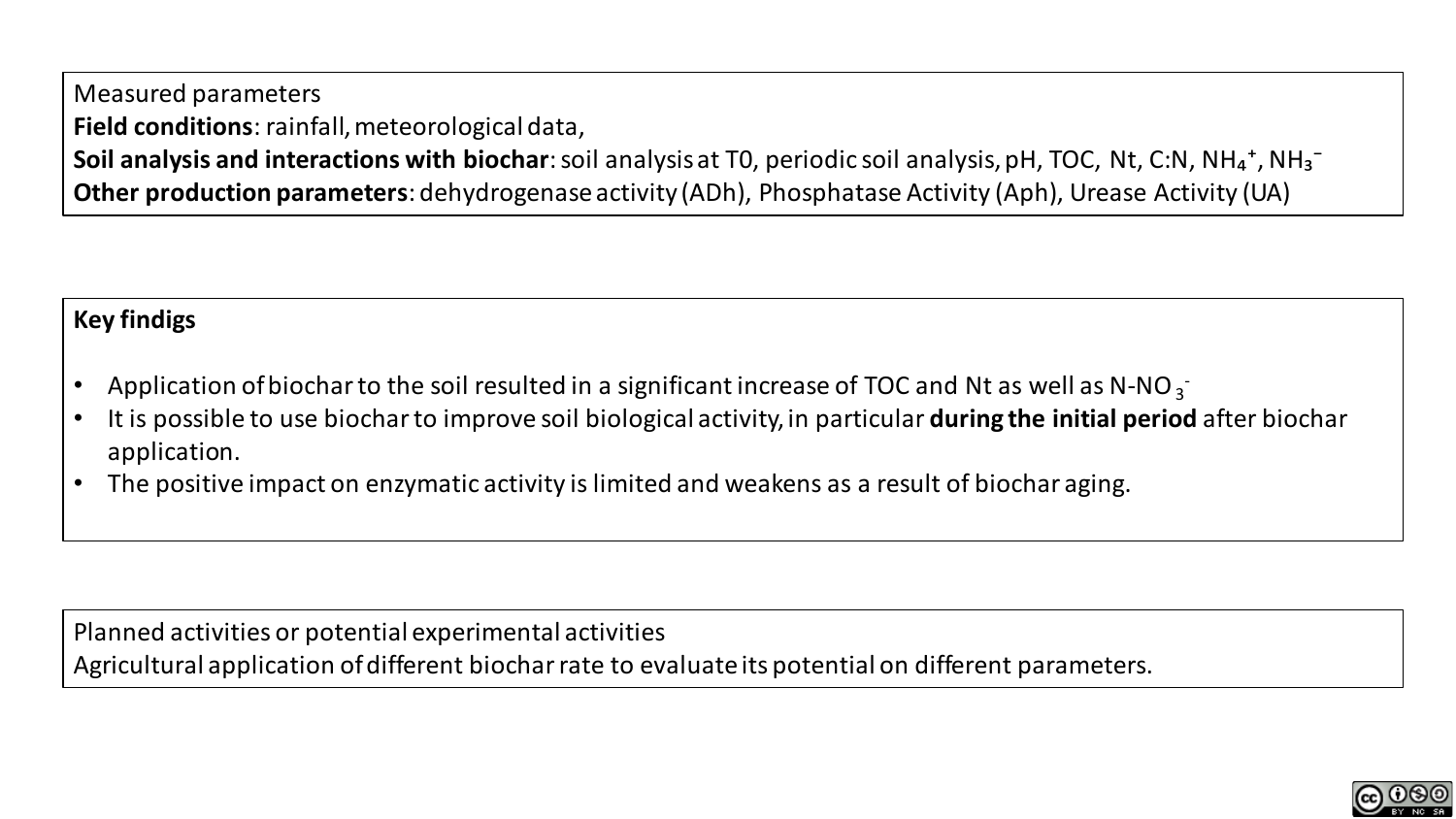Measured parameters

**Field conditions**: rainfall, meteorological data,

**Soil analysis and interactions with biochar**: soil analysis at T0, periodic soil analysis, pH, TOC, Nt, C:N, $NH_4^+$, $NH_3^-$

**Other production parameters**: dehydrogenase activity (ADh), Phosphatase Activity (Aph), Urease Activity (UA)

**Key findigs**

- Application of biochar to the soil resulted in a significant increase of TOC and Nt as well as N-$NO_3^-$
- It is possible to use biochar to improve soil biological activity, in particular **during the initial period** after biochar application.
- The positive impact on enzymatic activity is limited and weakens as a result of biochar aging.

Planned activities or potential experimental activities

Agricultural application of different biochar rate to evaluate its potential on different parameters.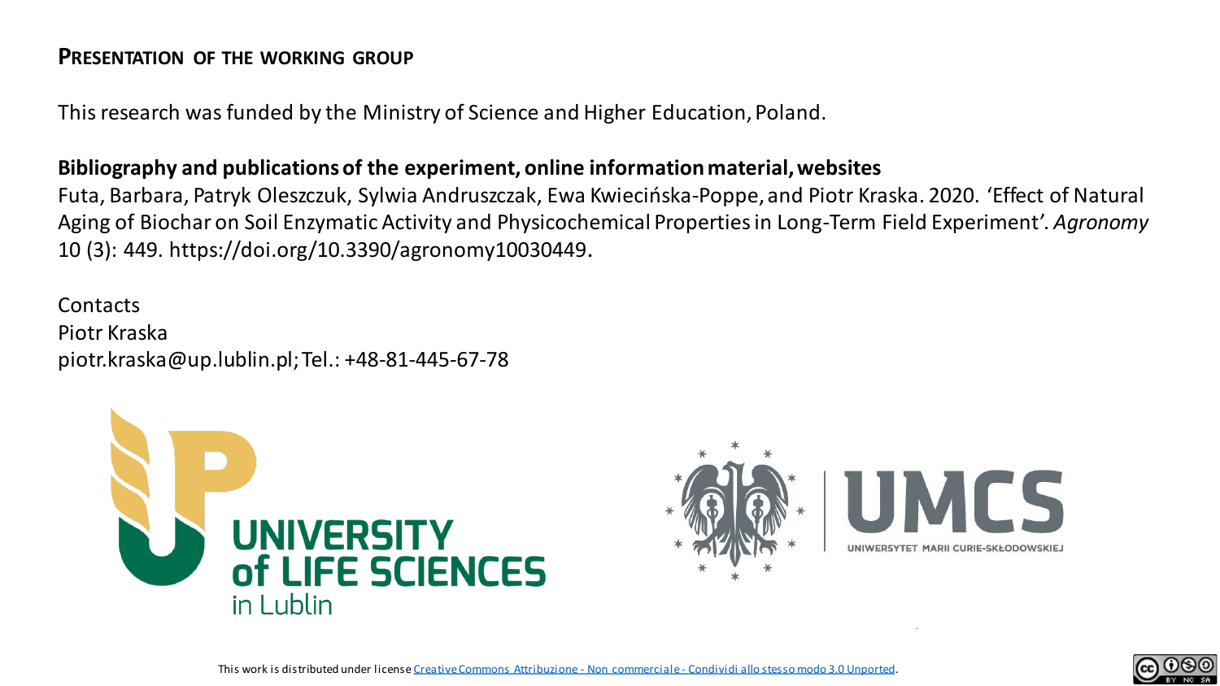## Presentation of the working group

This research was funded by the Ministry of Science and Higher Education, Poland.

**Bibliography and publications of the experiment, online information material, websites**

Futa, Barbara, Patryk Oleszczuk, Sylwia Andruszczak, Ewa Kwiecińska-Poppe, and Piotr Kraska. 2020. 'Effect of Natural Aging of Biochar on Soil Enzymatic Activity and Physicochemical Properties in Long-Term Field Experiment'. *Agronomy* 10 (3): 449. https://doi.org/10.3390/agronomy10030449.

Contacts

Piotr Kraska

piotr.kraska@up.lublin.pl; Tel.: +48-81-445-67-78

UNIVERSITY of LIFE SCIENCES in Lublin

UMCS UNIWERSYTET MARII CURIE-SKŁODOWSKIEJ

This work is distributed under license Creative Commons Attribuzione - Non commerciale - Condividi allo stesso modo 3.0 Unported.